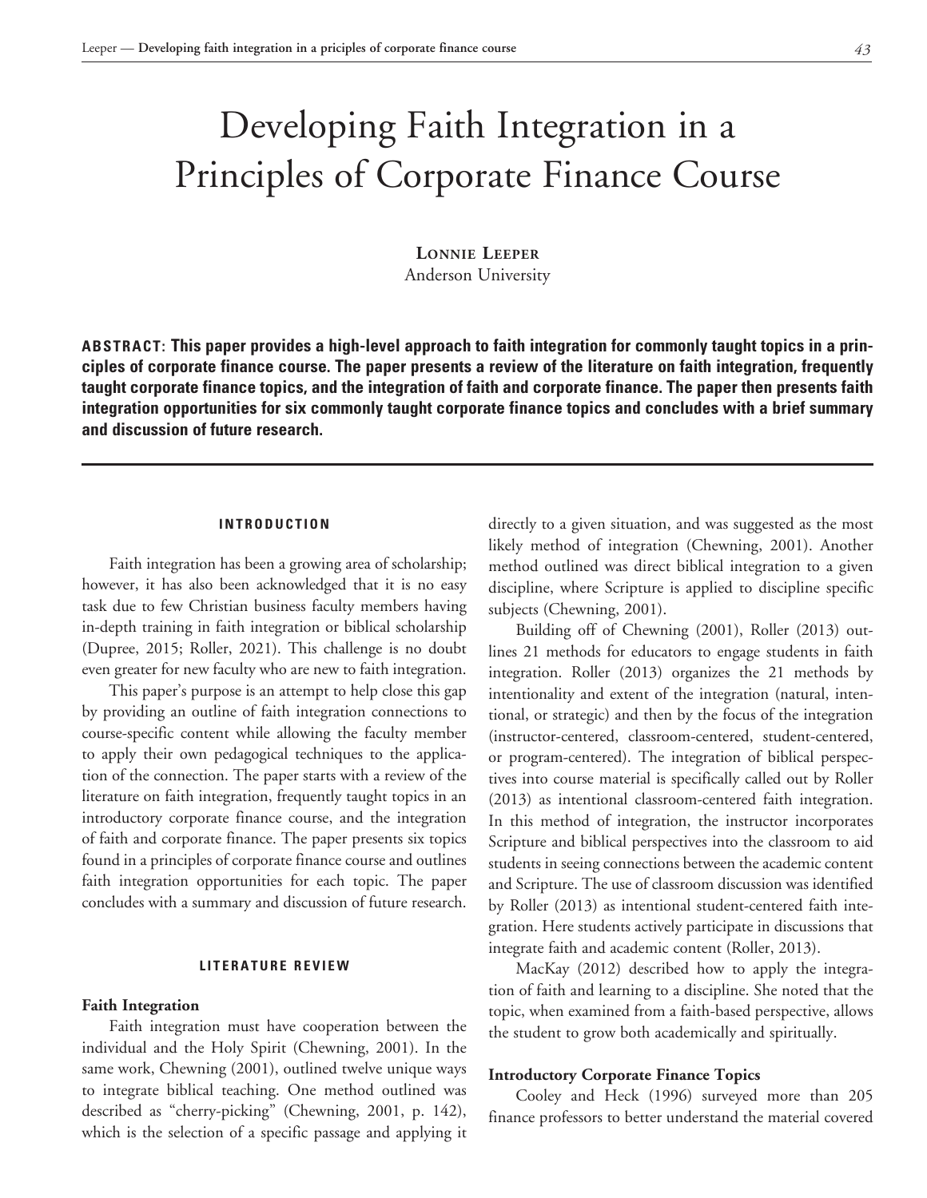# Developing Faith Integration in a Principles of Corporate Finance Course

**Lonnie Leeper**
Anderson University

**ABSTRACT: This paper provides a high-level approach to faith integration for commonly taught topics in a principles of corporate finance course. The paper presents a review of the literature on faith integration, frequently taught corporate finance topics, and the integration of faith and corporate finance. The paper then presents faith integration opportunities for six commonly taught corporate finance topics and concludes with a brief summary and discussion of future research.**

## INTRODUCTION

Faith integration has been a growing area of scholarship; however, it has also been acknowledged that it is no easy task due to few Christian business faculty members having in-depth training in faith integration or biblical scholarship (Dupree, 2015; Roller, 2021). This challenge is no doubt even greater for new faculty who are new to faith integration.

This paper's purpose is an attempt to help close this gap by providing an outline of faith integration connections to course-specific content while allowing the faculty member to apply their own pedagogical techniques to the application of the connection. The paper starts with a review of the literature on faith integration, frequently taught topics in an introductory corporate finance course, and the integration of faith and corporate finance. The paper presents six topics found in a principles of corporate finance course and outlines faith integration opportunities for each topic. The paper concludes with a summary and discussion of future research.

## LITERATURE REVIEW

### Faith Integration

Faith integration must have cooperation between the individual and the Holy Spirit (Chewning, 2001). In the same work, Chewning (2001), outlined twelve unique ways to integrate biblical teaching. One method outlined was described as "cherry-picking" (Chewning, 2001, p. 142), which is the selection of a specific passage and applying it directly to a given situation, and was suggested as the most likely method of integration (Chewning, 2001). Another method outlined was direct biblical integration to a given discipline, where Scripture is applied to discipline specific subjects (Chewning, 2001).

Building off of Chewning (2001), Roller (2013) outlines 21 methods for educators to engage students in faith integration. Roller (2013) organizes the 21 methods by intentionality and extent of the integration (natural, intentional, or strategic) and then by the focus of the integration (instructor-centered, classroom-centered, student-centered, or program-centered). The integration of biblical perspectives into course material is specifically called out by Roller (2013) as intentional classroom-centered faith integration. In this method of integration, the instructor incorporates Scripture and biblical perspectives into the classroom to aid students in seeing connections between the academic content and Scripture. The use of classroom discussion was identified by Roller (2013) as intentional student-centered faith integration. Here students actively participate in discussions that integrate faith and academic content (Roller, 2013).

MacKay (2012) described how to apply the integration of faith and learning to a discipline. She noted that the topic, when examined from a faith-based perspective, allows the student to grow both academically and spiritually.

### Introductory Corporate Finance Topics

Cooley and Heck (1996) surveyed more than 205 finance professors to better understand the material covered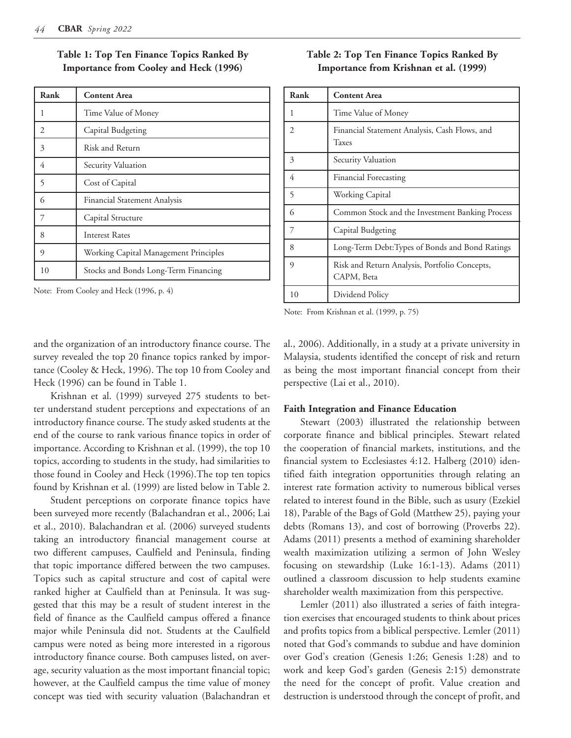**Table 1: Top Ten Finance Topics Ranked By Importance from Cooley and Heck (1996)**

| Rank | Content Area |
|---|---|
| 1 | Time Value of Money |
| 2 | Capital Budgeting |
| 3 | Risk and Return |
| 4 | Security Valuation |
| 5 | Cost of Capital |
| 6 | Financial Statement Analysis |
| 7 | Capital Structure |
| 8 | Interest Rates |
| 9 | Working Capital Management Principles |
| 10 | Stocks and Bonds Long-Term Financing |

Note: From Cooley and Heck (1996, p. 4)

**Table 2: Top Ten Finance Topics Ranked By Importance from Krishnan et al. (1999)**

| Rank | Content Area |
|---|---|
| 1 | Time Value of Money |
| 2 | Financial Statement Analysis, Cash Flows, and Taxes |
| 3 | Security Valuation |
| 4 | Financial Forecasting |
| 5 | Working Capital |
| 6 | Common Stock and the Investment Banking Process |
| 7 | Capital Budgeting |
| 8 | Long-Term Debt:Types of Bonds and Bond Ratings |
| 9 | Risk and Return Analysis, Portfolio Concepts, CAPM, Beta |
| 10 | Dividend Policy |

Note: From Krishnan et al. (1999, p. 75)

and the organization of an introductory finance course. The survey revealed the top 20 finance topics ranked by importance (Cooley & Heck, 1996). The top 10 from Cooley and Heck (1996) can be found in Table 1.

Krishnan et al. (1999) surveyed 275 students to better understand student perceptions and expectations of an introductory finance course. The study asked students at the end of the course to rank various finance topics in order of importance. According to Krishnan et al. (1999), the top 10 topics, according to students in the study, had similarities to those found in Cooley and Heck (1996).The top ten topics found by Krishnan et al. (1999) are listed below in Table 2.

Student perceptions on corporate finance topics have been surveyed more recently (Balachandran et al., 2006; Lai et al., 2010). Balachandran et al. (2006) surveyed students taking an introductory financial management course at two different campuses, Caulfield and Peninsula, finding that topic importance differed between the two campuses. Topics such as capital structure and cost of capital were ranked higher at Caulfield than at Peninsula. It was suggested that this may be a result of student interest in the field of finance as the Caulfield campus offered a finance major while Peninsula did not. Students at the Caulfield campus were noted as being more interested in a rigorous introductory finance course. Both campuses listed, on average, security valuation as the most important financial topic; however, at the Caulfield campus the time value of money concept was tied with security valuation (Balachandran et al., 2006). Additionally, in a study at a private university in Malaysia, students identified the concept of risk and return as being the most important financial concept from their perspective (Lai et al., 2010).

### Faith Integration and Finance Education

Stewart (2003) illustrated the relationship between corporate finance and biblical principles. Stewart related the cooperation of financial markets, institutions, and the financial system to Ecclesiastes 4:12. Halberg (2010) identified faith integration opportunities through relating an interest rate formation activity to numerous biblical verses related to interest found in the Bible, such as usury (Ezekiel 18), Parable of the Bags of Gold (Matthew 25), paying your debts (Romans 13), and cost of borrowing (Proverbs 22). Adams (2011) presents a method of examining shareholder wealth maximization utilizing a sermon of John Wesley focusing on stewardship (Luke 16:1-13). Adams (2011) outlined a classroom discussion to help students examine shareholder wealth maximization from this perspective.

Lemler (2011) also illustrated a series of faith integration exercises that encouraged students to think about prices and profits topics from a biblical perspective. Lemler (2011) noted that God's commands to subdue and have dominion over God's creation (Genesis 1:26; Genesis 1:28) and to work and keep God's garden (Genesis 2:15) demonstrate the need for the concept of profit. Value creation and destruction is understood through the concept of profit, and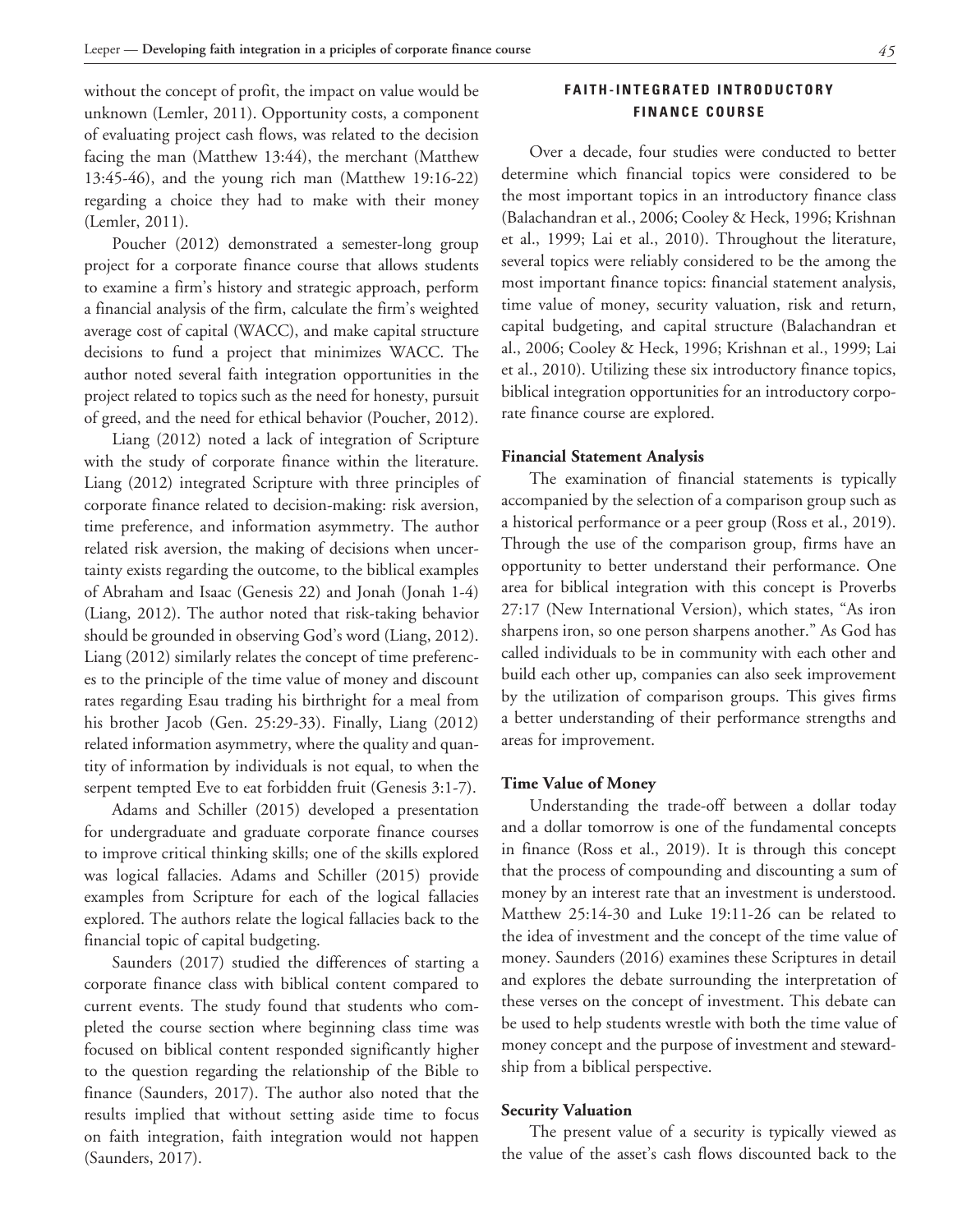without the concept of profit, the impact on value would be unknown (Lemler, 2011). Opportunity costs, a component of evaluating project cash flows, was related to the decision facing the man (Matthew 13:44), the merchant (Matthew 13:45-46), and the young rich man (Matthew 19:16-22) regarding a choice they had to make with their money (Lemler, 2011).

Poucher (2012) demonstrated a semester-long group project for a corporate finance course that allows students to examine a firm's history and strategic approach, perform a financial analysis of the firm, calculate the firm's weighted average cost of capital (WACC), and make capital structure decisions to fund a project that minimizes WACC. The author noted several faith integration opportunities in the project related to topics such as the need for honesty, pursuit of greed, and the need for ethical behavior (Poucher, 2012).

Liang (2012) noted a lack of integration of Scripture with the study of corporate finance within the literature. Liang (2012) integrated Scripture with three principles of corporate finance related to decision-making: risk aversion, time preference, and information asymmetry. The author related risk aversion, the making of decisions when uncertainty exists regarding the outcome, to the biblical examples of Abraham and Isaac (Genesis 22) and Jonah (Jonah 1-4) (Liang, 2012). The author noted that risk-taking behavior should be grounded in observing God's word (Liang, 2012). Liang (2012) similarly relates the concept of time preferences to the principle of the time value of money and discount rates regarding Esau trading his birthright for a meal from his brother Jacob (Gen. 25:29-33). Finally, Liang (2012) related information asymmetry, where the quality and quantity of information by individuals is not equal, to when the serpent tempted Eve to eat forbidden fruit (Genesis 3:1-7).

Adams and Schiller (2015) developed a presentation for undergraduate and graduate corporate finance courses to improve critical thinking skills; one of the skills explored was logical fallacies. Adams and Schiller (2015) provide examples from Scripture for each of the logical fallacies explored. The authors relate the logical fallacies back to the financial topic of capital budgeting.

Saunders (2017) studied the differences of starting a corporate finance class with biblical content compared to current events. The study found that students who completed the course section where beginning class time was focused on biblical content responded significantly higher to the question regarding the relationship of the Bible to finance (Saunders, 2017). The author also noted that the results implied that without setting aside time to focus on faith integration, faith integration would not happen (Saunders, 2017).

## FAITH-INTEGRATED INTRODUCTORY FINANCE COURSE

Over a decade, four studies were conducted to better determine which financial topics were considered to be the most important topics in an introductory finance class (Balachandran et al., 2006; Cooley & Heck, 1996; Krishnan et al., 1999; Lai et al., 2010). Throughout the literature, several topics were reliably considered to be the among the most important finance topics: financial statement analysis, time value of money, security valuation, risk and return, capital budgeting, and capital structure (Balachandran et al., 2006; Cooley & Heck, 1996; Krishnan et al., 1999; Lai et al., 2010). Utilizing these six introductory finance topics, biblical integration opportunities for an introductory corporate finance course are explored.

### Financial Statement Analysis

The examination of financial statements is typically accompanied by the selection of a comparison group such as a historical performance or a peer group (Ross et al., 2019). Through the use of the comparison group, firms have an opportunity to better understand their performance. One area for biblical integration with this concept is Proverbs 27:17 (New International Version), which states, "As iron sharpens iron, so one person sharpens another." As God has called individuals to be in community with each other and build each other up, companies can also seek improvement by the utilization of comparison groups. This gives firms a better understanding of their performance strengths and areas for improvement.

### Time Value of Money

Understanding the trade-off between a dollar today and a dollar tomorrow is one of the fundamental concepts in finance (Ross et al., 2019). It is through this concept that the process of compounding and discounting a sum of money by an interest rate that an investment is understood. Matthew 25:14-30 and Luke 19:11-26 can be related to the idea of investment and the concept of the time value of money. Saunders (2016) examines these Scriptures in detail and explores the debate surrounding the interpretation of these verses on the concept of investment. This debate can be used to help students wrestle with both the time value of money concept and the purpose of investment and stewardship from a biblical perspective.

### Security Valuation

The present value of a security is typically viewed as the value of the asset's cash flows discounted back to the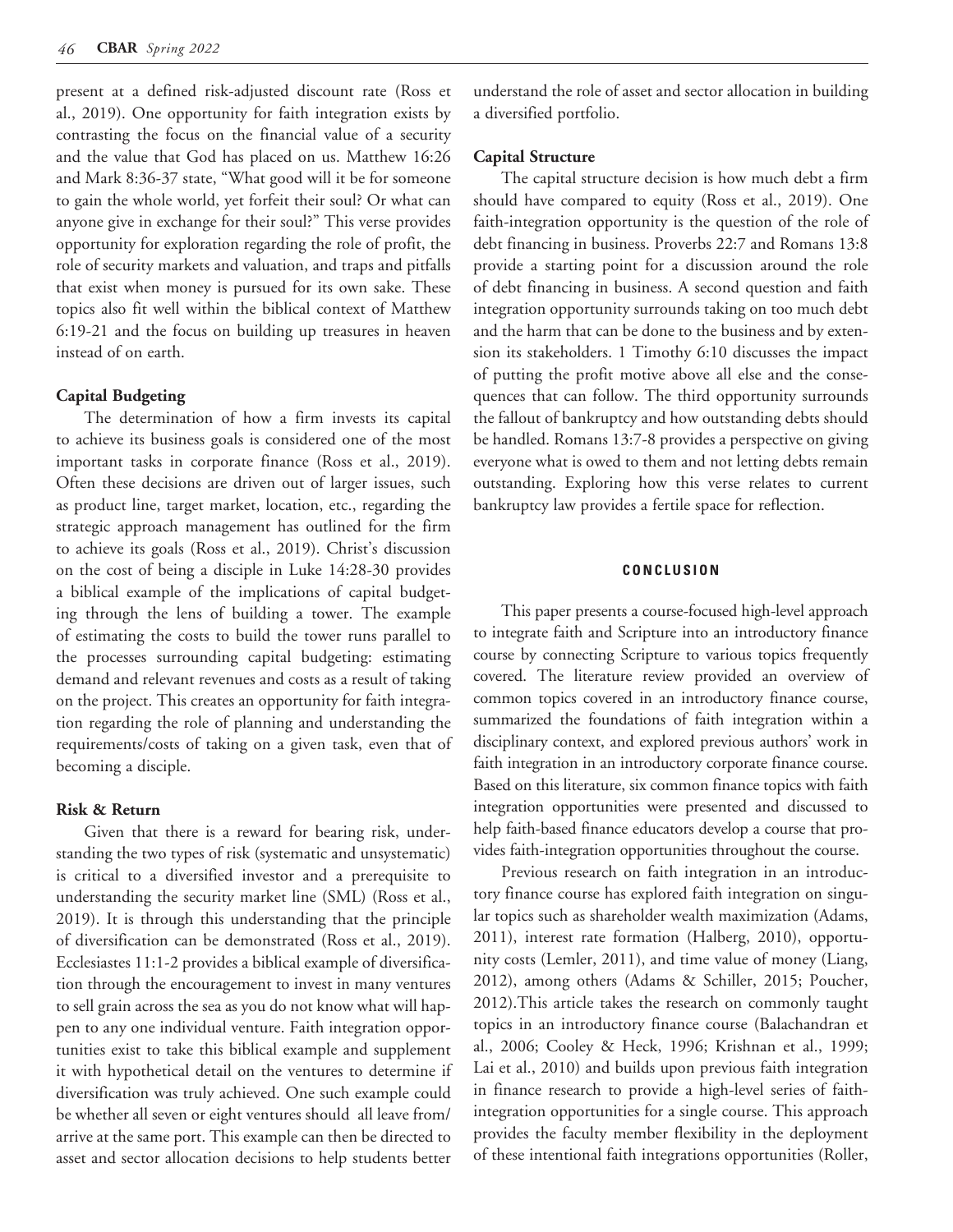present at a defined risk-adjusted discount rate (Ross et al., 2019). One opportunity for faith integration exists by contrasting the focus on the financial value of a security and the value that God has placed on us. Matthew 16:26 and Mark 8:36-37 state, "What good will it be for someone to gain the whole world, yet forfeit their soul? Or what can anyone give in exchange for their soul?" This verse provides opportunity for exploration regarding the role of profit, the role of security markets and valuation, and traps and pitfalls that exist when money is pursued for its own sake. These topics also fit well within the biblical context of Matthew 6:19-21 and the focus on building up treasures in heaven instead of on earth.

**Capital Budgeting**

The determination of how a firm invests its capital to achieve its business goals is considered one of the most important tasks in corporate finance (Ross et al., 2019). Often these decisions are driven out of larger issues, such as product line, target market, location, etc., regarding the strategic approach management has outlined for the firm to achieve its goals (Ross et al., 2019). Christ's discussion on the cost of being a disciple in Luke 14:28-30 provides a biblical example of the implications of capital budgeting through the lens of building a tower. The example of estimating the costs to build the tower runs parallel to the processes surrounding capital budgeting: estimating demand and relevant revenues and costs as a result of taking on the project. This creates an opportunity for faith integration regarding the role of planning and understanding the requirements/costs of taking on a given task, even that of becoming a disciple.

**Risk & Return**

Given that there is a reward for bearing risk, understanding the two types of risk (systematic and unsystematic) is critical to a diversified investor and a prerequisite to understanding the security market line (SML) (Ross et al., 2019). It is through this understanding that the principle of diversification can be demonstrated (Ross et al., 2019). Ecclesiastes 11:1-2 provides a biblical example of diversification through the encouragement to invest in many ventures to sell grain across the sea as you do not know what will happen to any one individual venture. Faith integration opportunities exist to take this biblical example and supplement it with hypothetical detail on the ventures to determine if diversification was truly achieved. One such example could be whether all seven or eight ventures should all leave from/arrive at the same port. This example can then be directed to asset and sector allocation decisions to help students better understand the role of asset and sector allocation in building a diversified portfolio.

**Capital Structure**

The capital structure decision is how much debt a firm should have compared to equity (Ross et al., 2019). One faith-integration opportunity is the question of the role of debt financing in business. Proverbs 22:7 and Romans 13:8 provide a starting point for a discussion around the role of debt financing in business. A second question and faith integration opportunity surrounds taking on too much debt and the harm that can be done to the business and by extension its stakeholders. 1 Timothy 6:10 discusses the impact of putting the profit motive above all else and the consequences that can follow. The third opportunity surrounds the fallout of bankruptcy and how outstanding debts should be handled. Romans 13:7-8 provides a perspective on giving everyone what is owed to them and not letting debts remain outstanding. Exploring how this verse relates to current bankruptcy law provides a fertile space for reflection.

## CONCLUSION

This paper presents a course-focused high-level approach to integrate faith and Scripture into an introductory finance course by connecting Scripture to various topics frequently covered. The literature review provided an overview of common topics covered in an introductory finance course, summarized the foundations of faith integration within a disciplinary context, and explored previous authors' work in faith integration in an introductory corporate finance course. Based on this literature, six common finance topics with faith integration opportunities were presented and discussed to help faith-based finance educators develop a course that provides faith-integration opportunities throughout the course.

Previous research on faith integration in an introductory finance course has explored faith integration on singular topics such as shareholder wealth maximization (Adams, 2011), interest rate formation (Halberg, 2010), opportunity costs (Lemler, 2011), and time value of money (Liang, 2012), among others (Adams & Schiller, 2015; Poucher, 2012).This article takes the research on commonly taught topics in an introductory finance course (Balachandran et al., 2006; Cooley & Heck, 1996; Krishnan et al., 1999; Lai et al., 2010) and builds upon previous faith integration in finance research to provide a high-level series of faith-integration opportunities for a single course. This approach provides the faculty member flexibility in the deployment of these intentional faith integrations opportunities (Roller,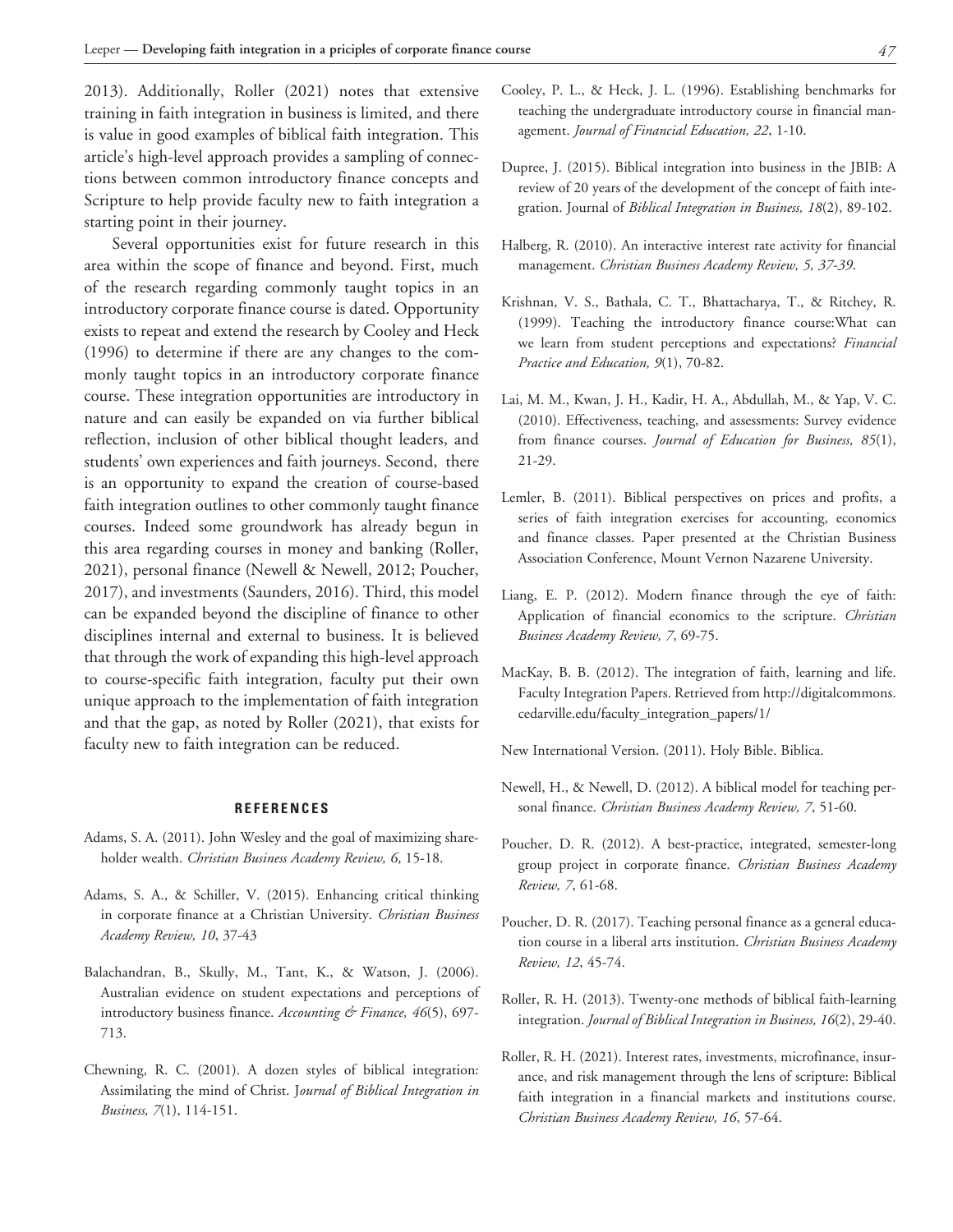2013). Additionally, Roller (2021) notes that extensive training in faith integration in business is limited, and there is value in good examples of biblical faith integration. This article's high-level approach provides a sampling of connections between common introductory finance concepts and Scripture to help provide faculty new to faith integration a starting point in their journey.

Several opportunities exist for future research in this area within the scope of finance and beyond. First, much of the research regarding commonly taught topics in an introductory corporate finance course is dated. Opportunity exists to repeat and extend the research by Cooley and Heck (1996) to determine if there are any changes to the commonly taught topics in an introductory corporate finance course. These integration opportunities are introductory in nature and can easily be expanded on via further biblical reflection, inclusion of other biblical thought leaders, and students' own experiences and faith journeys. Second, there is an opportunity to expand the creation of course-based faith integration outlines to other commonly taught finance courses. Indeed some groundwork has already begun in this area regarding courses in money and banking (Roller, 2021), personal finance (Newell & Newell, 2012; Poucher, 2017), and investments (Saunders, 2016). Third, this model can be expanded beyond the discipline of finance to other disciplines internal and external to business. It is believed that through the work of expanding this high-level approach to course-specific faith integration, faculty put their own unique approach to the implementation of faith integration and that the gap, as noted by Roller (2021), that exists for faculty new to faith integration can be reduced.

## REFERENCES

Adams, S. A. (2011). John Wesley and the goal of maximizing shareholder wealth. *Christian Business Academy Review, 6*, 15-18.

Adams, S. A., & Schiller, V. (2015). Enhancing critical thinking in corporate finance at a Christian University. *Christian Business Academy Review, 10*, 37-43

Balachandran, B., Skully, M., Tant, K., & Watson, J. (2006). Australian evidence on student expectations and perceptions of introductory business finance. *Accounting & Finance, 46*(5), 697-713.

Chewning, R. C. (2001). A dozen styles of biblical integration: Assimilating the mind of Christ. J*ournal of Biblical Integration in Business, 7*(1), 114-151.

Cooley, P. L., & Heck, J. L. (1996). Establishing benchmarks for teaching the undergraduate introductory course in financial management. *Journal of Financial Education, 22*, 1-10.

Dupree, J. (2015). Biblical integration into business in the JBIB: A review of 20 years of the development of the concept of faith integration. Journal of *Biblical Integration in Business, 18*(2), 89-102.

Halberg, R. (2010). An interactive interest rate activity for financial management. *Christian Business Academy Review, 5, 37-39*.

Krishnan, V. S., Bathala, C. T., Bhattacharya, T., & Ritchey, R. (1999). Teaching the introductory finance course:What can we learn from student perceptions and expectations? *Financial Practice and Education, 9*(1), 70-82.

Lai, M. M., Kwan, J. H., Kadir, H. A., Abdullah, M., & Yap, V. C. (2010). Effectiveness, teaching, and assessments: Survey evidence from finance courses. *Journal of Education for Business, 85*(1), 21-29.

Lemler, B. (2011). Biblical perspectives on prices and profits, a series of faith integration exercises for accounting, economics and finance classes. Paper presented at the Christian Business Association Conference, Mount Vernon Nazarene University.

Liang, E. P. (2012). Modern finance through the eye of faith: Application of financial economics to the scripture. *Christian Business Academy Review, 7*, 69-75.

MacKay, B. B. (2012). The integration of faith, learning and life. Faculty Integration Papers. Retrieved from http://digitalcommons.cedarville.edu/faculty_integration_papers/1/

New International Version. (2011). Holy Bible. Biblica.

Newell, H., & Newell, D. (2012). A biblical model for teaching personal finance. *Christian Business Academy Review, 7*, 51-60.

Poucher, D. R. (2012). A best-practice, integrated, semester-long group project in corporate finance. *Christian Business Academy Review, 7*, 61-68.

Poucher, D. R. (2017). Teaching personal finance as a general education course in a liberal arts institution. *Christian Business Academy Review, 12*, 45-74.

Roller, R. H. (2013). Twenty-one methods of biblical faith-learning integration. *Journal of Biblical Integration in Business, 16*(2), 29-40.

Roller, R. H. (2021). Interest rates, investments, microfinance, insurance, and risk management through the lens of scripture: Biblical faith integration in a financial markets and institutions course. *Christian Business Academy Review, 16*, 57-64.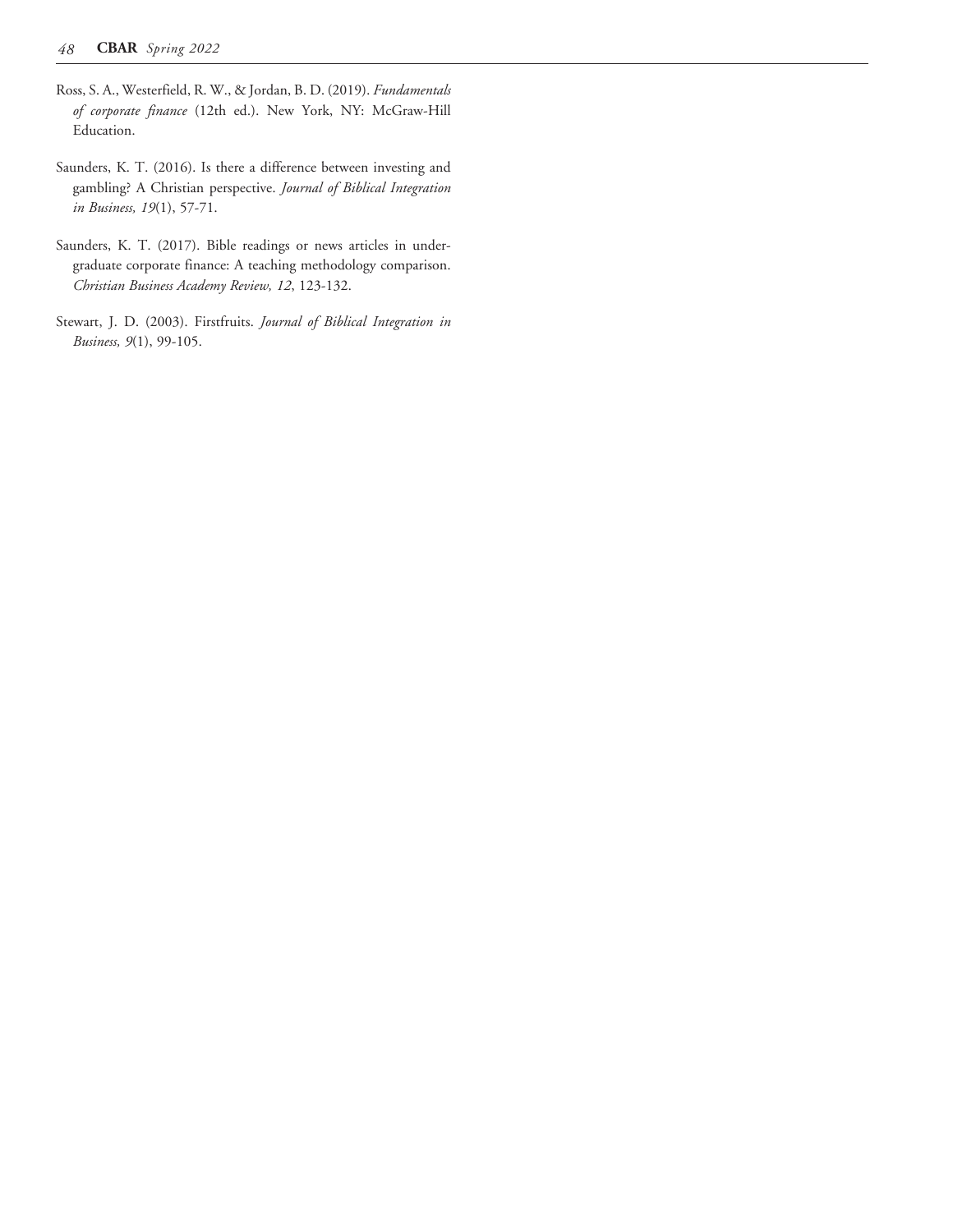Ross, S. A., Westerfield, R. W., & Jordan, B. D. (2019). *Fundamentals of corporate finance* (12th ed.). New York, NY: McGraw-Hill Education.

Saunders, K. T. (2016). Is there a difference between investing and gambling? A Christian perspective. *Journal of Biblical Integration in Business, 19*(1), 57-71.

Saunders, K. T. (2017). Bible readings or news articles in undergraduate corporate finance: A teaching methodology comparison. *Christian Business Academy Review, 12*, 123-132.

Stewart, J. D. (2003). Firstfruits. *Journal of Biblical Integration in Business, 9*(1), 99-105.